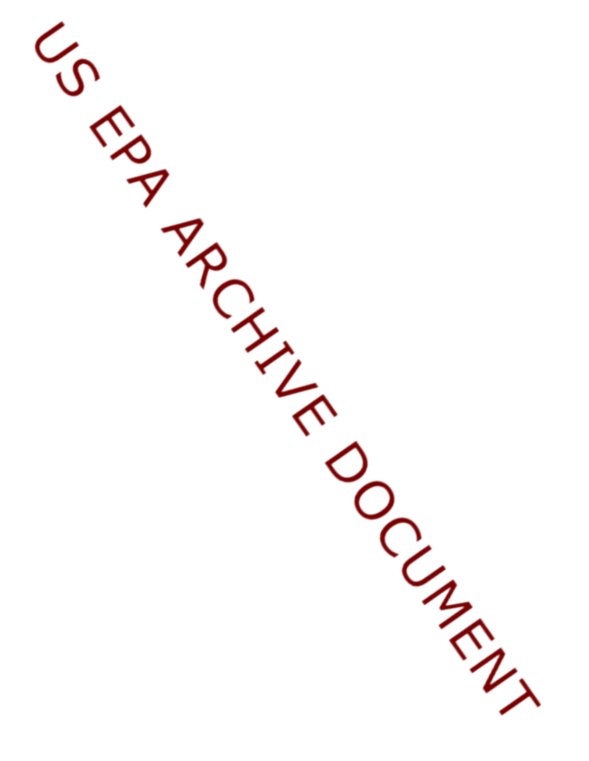US EPA ARCHIVE DOCUMENT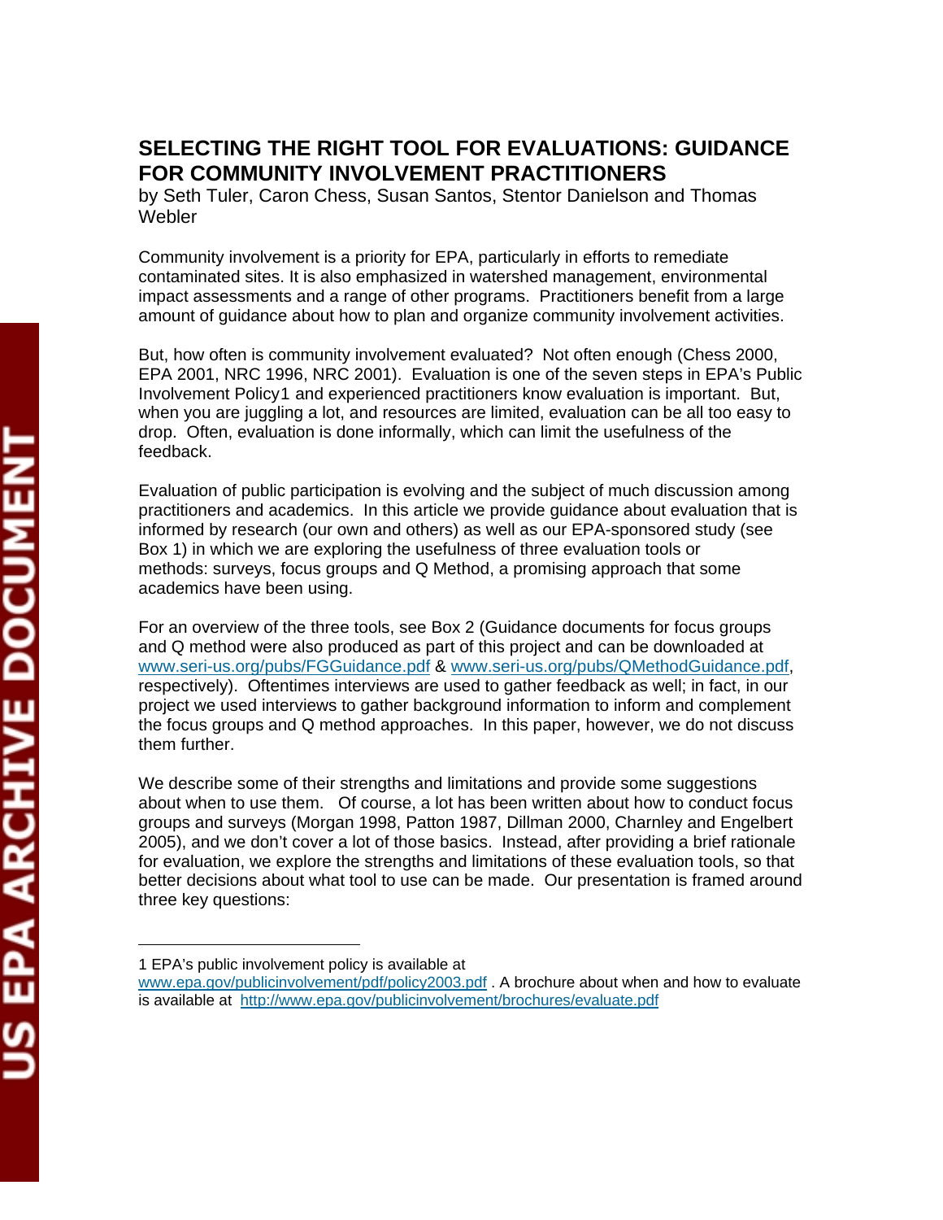# SELECTING THE RIGHT TOOL FOR EVALUATIONS: GUIDANCE FOR COMMUNITY INVOLVEMENT PRACTITIONERS

by Seth Tuler, Caron Chess, Susan Santos, Stentor Danielson and Thomas Webler

Community involvement is a priority for EPA, particularly in efforts to remediate contaminated sites. It is also emphasized in watershed management, environmental impact assessments and a range of other programs. Practitioners benefit from a large amount of guidance about how to plan and organize community involvement activities.

But, how often is community involvement evaluated? Not often enough (Chess 2000, EPA 2001, NRC 1996, NRC 2001). Evaluation is one of the seven steps in EPA's Public Involvement Policy[1] and experienced practitioners know evaluation is important. But, when you are juggling a lot, and resources are limited, evaluation can be all too easy to drop. Often, evaluation is done informally, which can limit the usefulness of the feedback.

Evaluation of public participation is evolving and the subject of much discussion among practitioners and academics. In this article we provide guidance about evaluation that is informed by research (our own and others) as well as our EPA-sponsored study (see Box 1) in which we are exploring the usefulness of three evaluation tools or methods: surveys, focus groups and Q Method, a promising approach that some academics have been using.

For an overview of the three tools, see Box 2 (Guidance documents for focus groups and Q method were also produced as part of this project and can be downloaded at www.seri-us.org/pubs/FGGuidance.pdf & www.seri-us.org/pubs/QMethodGuidance.pdf, respectively). Oftentimes interviews are used to gather feedback as well; in fact, in our project we used interviews to gather background information to inform and complement the focus groups and Q method approaches. In this paper, however, we do not discuss them further.

We describe some of their strengths and limitations and provide some suggestions about when to use them. Of course, a lot has been written about how to conduct focus groups and surveys (Morgan 1998, Patton 1987, Dillman 2000, Charnley and Engelbert 2005), and we don't cover a lot of those basics. Instead, after providing a brief rationale for evaluation, we explore the strengths and limitations of these evaluation tools, so that better decisions about what tool to use can be made. Our presentation is framed around three key questions:

---

1 EPA's public involvement policy is available at www.epa.gov/publicinvolvement/pdf/policy2003.pdf . A brochure about when and how to evaluate is available at http://www.epa.gov/publicinvolvement/brochures/evaluate.pdf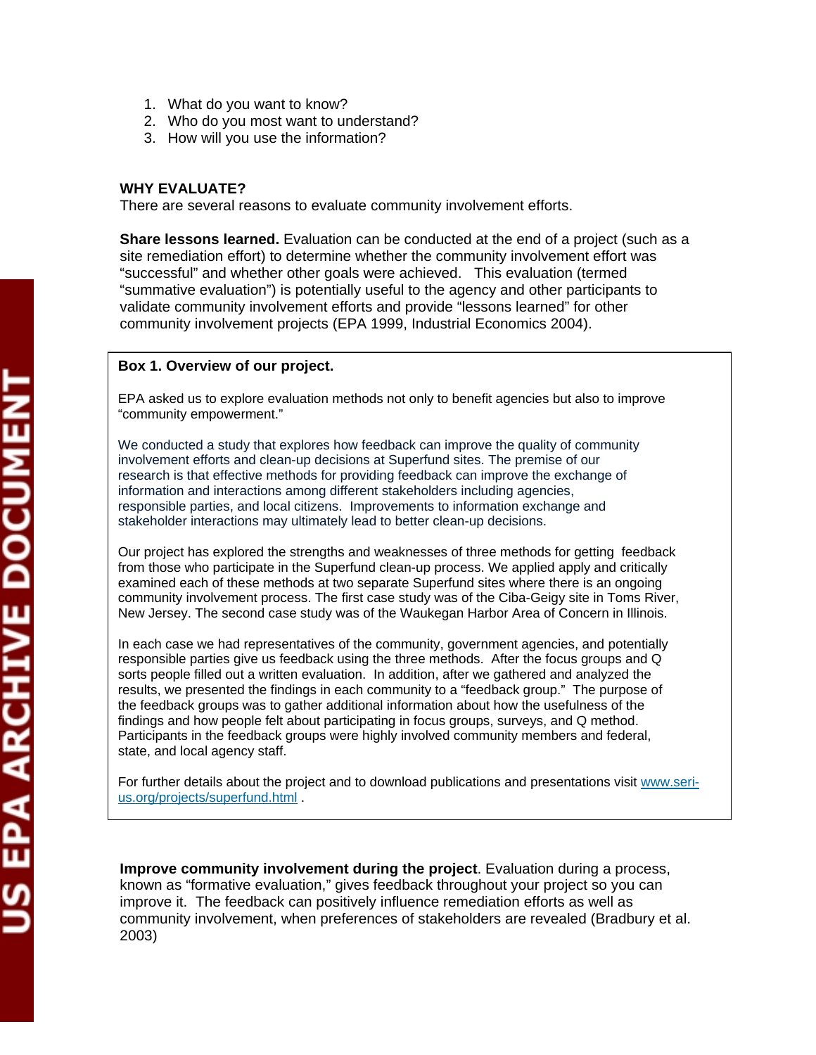1. What do you want to know?
2. Who do you most want to understand?
3. How will you use the information?

## WHY EVALUATE?

There are several reasons to evaluate community involvement efforts.

**Share lessons learned.** Evaluation can be conducted at the end of a project (such as a site remediation effort) to determine whether the community involvement effort was "successful" and whether other goals were achieved. This evaluation (termed "summative evaluation") is potentially useful to the agency and other participants to validate community involvement efforts and provide "lessons learned" for other community involvement projects (EPA 1999, Industrial Economics 2004).

> **Box 1. Overview of our project.**
>
> EPA asked us to explore evaluation methods not only to benefit agencies but also to improve "community empowerment."
>
> We conducted a study that explores how feedback can improve the quality of community involvement efforts and clean-up decisions at Superfund sites. The premise of our research is that effective methods for providing feedback can improve the exchange of information and interactions among different stakeholders including agencies, responsible parties, and local citizens. Improvements to information exchange and stakeholder interactions may ultimately lead to better clean-up decisions.
>
> Our project has explored the strengths and weaknesses of three methods for getting feedback from those who participate in the Superfund clean-up process. We applied apply and critically examined each of these methods at two separate Superfund sites where there is an ongoing community involvement process. The first case study was of the Ciba-Geigy site in Toms River, New Jersey. The second case study was of the Waukegan Harbor Area of Concern in Illinois.
>
> In each case we had representatives of the community, government agencies, and potentially responsible parties give us feedback using the three methods. After the focus groups and Q sorts people filled out a written evaluation. In addition, after we gathered and analyzed the results, we presented the findings in each community to a "feedback group." The purpose of the feedback groups was to gather additional information about how the usefulness of the findings and how people felt about participating in focus groups, surveys, and Q method. Participants in the feedback groups were highly involved community members and federal, state, and local agency staff.
>
> For further details about the project and to download publications and presentations visit www.seri-us.org/projects/superfund.html .

**Improve community involvement during the project**. Evaluation during a process, known as "formative evaluation," gives feedback throughout your project so you can improve it. The feedback can positively influence remediation efforts as well as community involvement, when preferences of stakeholders are revealed (Bradbury et al. 2003)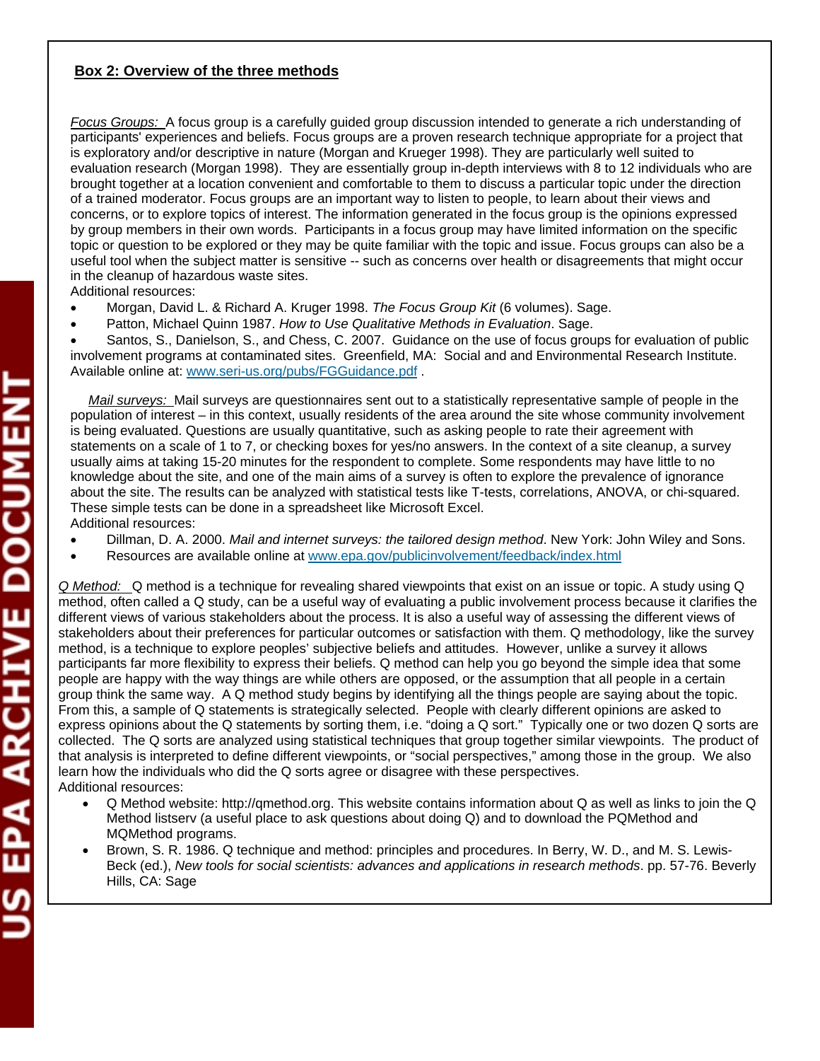## Box 2: Overview of the three methods

*Focus Groups:* A focus group is a carefully guided group discussion intended to generate a rich understanding of participants' experiences and beliefs. Focus groups are a proven research technique appropriate for a project that is exploratory and/or descriptive in nature (Morgan and Krueger 1998). They are particularly well suited to evaluation research (Morgan 1998). They are essentially group in-depth interviews with 8 to 12 individuals who are brought together at a location convenient and comfortable to them to discuss a particular topic under the direction of a trained moderator. Focus groups are an important way to listen to people, to learn about their views and concerns, or to explore topics of interest. The information generated in the focus group is the opinions expressed by group members in their own words. Participants in a focus group may have limited information on the specific topic or question to be explored or they may be quite familiar with the topic and issue. Focus groups can also be a useful tool when the subject matter is sensitive -- such as concerns over health or disagreements that might occur in the cleanup of hazardous waste sites.

Additional resources:

- Morgan, David L. & Richard A. Kruger 1998. *The Focus Group Kit* (6 volumes). Sage.
- Patton, Michael Quinn 1987. *How to Use Qualitative Methods in Evaluation*. Sage.
- Santos, S., Danielson, S., and Chess, C. 2007. Guidance on the use of focus groups for evaluation of public involvement programs at contaminated sites. Greenfield, MA: Social and and Environmental Research Institute. Available online at: [www.seri-us.org/pubs/FGGuidance.pdf](www.seri-us.org/pubs/FGGuidance.pdf) .

*Mail surveys:* Mail surveys are questionnaires sent out to a statistically representative sample of people in the population of interest – in this context, usually residents of the area around the site whose community involvement is being evaluated. Questions are usually quantitative, such as asking people to rate their agreement with statements on a scale of 1 to 7, or checking boxes for yes/no answers. In the context of a site cleanup, a survey usually aims at taking 15-20 minutes for the respondent to complete. Some respondents may have little to no knowledge about the site, and one of the main aims of a survey is often to explore the prevalence of ignorance about the site. The results can be analyzed with statistical tests like T-tests, correlations, ANOVA, or chi-squared. These simple tests can be done in a spreadsheet like Microsoft Excel.

Additional resources:

- Dillman, D. A. 2000. *Mail and internet surveys: the tailored design method*. New York: John Wiley and Sons.
- Resources are available online at [www.epa.gov/publicinvolvement/feedback/index.html](www.epa.gov/publicinvolvement/feedback/index.html)

*Q Method:* Q method is a technique for revealing shared viewpoints that exist on an issue or topic. A study using Q method, often called a Q study, can be a useful way of evaluating a public involvement process because it clarifies the different views of various stakeholders about the process. It is also a useful way of assessing the different views of stakeholders about their preferences for particular outcomes or satisfaction with them. Q methodology, like the survey method, is a technique to explore peoples' subjective beliefs and attitudes. However, unlike a survey it allows participants far more flexibility to express their beliefs. Q method can help you go beyond the simple idea that some people are happy with the way things are while others are opposed, or the assumption that all people in a certain group think the same way. A Q method study begins by identifying all the things people are saying about the topic. From this, a sample of Q statements is strategically selected. People with clearly different opinions are asked to express opinions about the Q statements by sorting them, i.e. "doing a Q sort." Typically one or two dozen Q sorts are collected. The Q sorts are analyzed using statistical techniques that group together similar viewpoints. The product of that analysis is interpreted to define different viewpoints, or "social perspectives," among those in the group. We also learn how the individuals who did the Q sorts agree or disagree with these perspectives.

Additional resources:

- Q Method website: http://qmethod.org. This website contains information about Q as well as links to join the Q Method listserv (a useful place to ask questions about doing Q) and to download the PQMethod and MQMethod programs.
- Brown, S. R. 1986. Q technique and method: principles and procedures. In Berry, W. D., and M. S. Lewis-Beck (ed.), *New tools for social scientists: advances and applications in research methods*. pp. 57-76. Beverly Hills, CA: Sage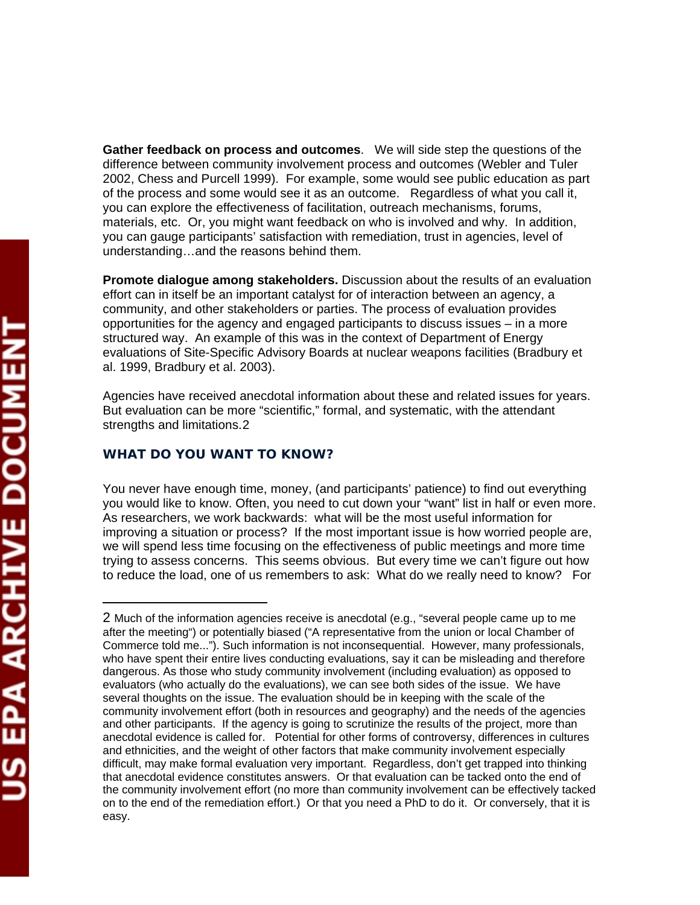**Gather feedback on process and outcomes**. We will side step the questions of the difference between community involvement process and outcomes (Webler and Tuler 2002, Chess and Purcell 1999). For example, some would see public education as part of the process and some would see it as an outcome. Regardless of what you call it, you can explore the effectiveness of facilitation, outreach mechanisms, forums, materials, etc. Or, you might want feedback on who is involved and why. In addition, you can gauge participants' satisfaction with remediation, trust in agencies, level of understanding…and the reasons behind them.

**Promote dialogue among stakeholders.** Discussion about the results of an evaluation effort can in itself be an important catalyst for of interaction between an agency, a community, and other stakeholders or parties. The process of evaluation provides opportunities for the agency and engaged participants to discuss issues – in a more structured way. An example of this was in the context of Department of Energy evaluations of Site-Specific Advisory Boards at nuclear weapons facilities (Bradbury et al. 1999, Bradbury et al. 2003).

Agencies have received anecdotal information about these and related issues for years. But evaluation can be more "scientific," formal, and systematic, with the attendant strengths and limitations.[2]

## WHAT DO YOU WANT TO KNOW?

You never have enough time, money, (and participants' patience) to find out everything you would like to know. Often, you need to cut down your "want" list in half or even more. As researchers, we work backwards: what will be the most useful information for improving a situation or process? If the most important issue is how worried people are, we will spend less time focusing on the effectiveness of public meetings and more time trying to assess concerns. This seems obvious. But every time we can't figure out how to reduce the load, one of us remembers to ask: What do we really need to know? For

---

[2] Much of the information agencies receive is anecdotal (e.g., "several people came up to me after the meeting") or potentially biased ("A representative from the union or local Chamber of Commerce told me..."). Such information is not inconsequential. However, many professionals, who have spent their entire lives conducting evaluations, say it can be misleading and therefore dangerous. As those who study community involvement (including evaluation) as opposed to evaluators (who actually do the evaluations), we can see both sides of the issue. We have several thoughts on the issue. The evaluation should be in keeping with the scale of the community involvement effort (both in resources and geography) and the needs of the agencies and other participants. If the agency is going to scrutinize the results of the project, more than anecdotal evidence is called for. Potential for other forms of controversy, differences in cultures and ethnicities, and the weight of other factors that make community involvement especially difficult, may make formal evaluation very important. Regardless, don't get trapped into thinking that anecdotal evidence constitutes answers. Or that evaluation can be tacked onto the end of the community involvement effort (no more than community involvement can be effectively tacked on to the end of the remediation effort.) Or that you need a PhD to do it. Or conversely, that it is easy.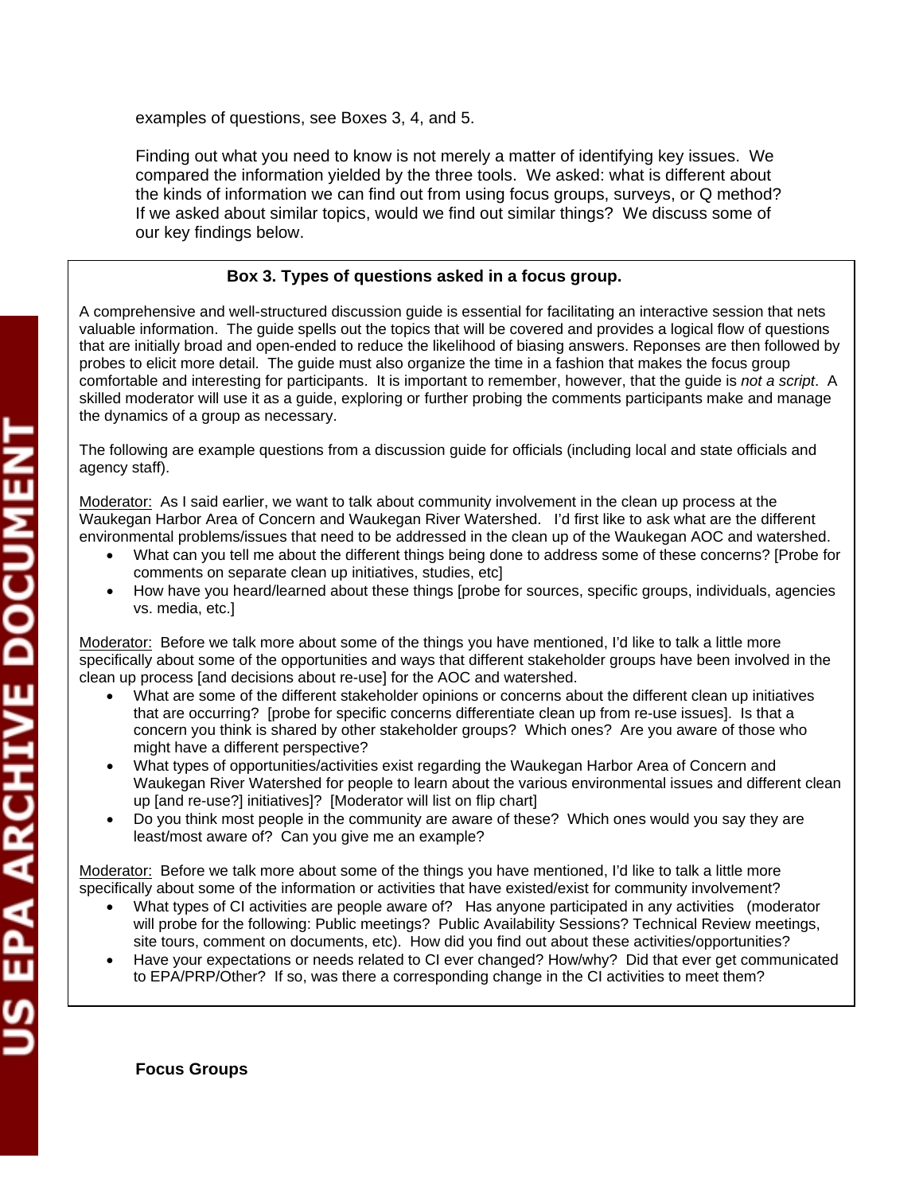examples of questions, see Boxes 3, 4, and 5.

Finding out what you need to know is not merely a matter of identifying key issues. We compared the information yielded by the three tools. We asked: what is different about the kinds of information we can find out from using focus groups, surveys, or Q method? If we asked about similar topics, would we find out similar things? We discuss some of our key findings below.

**Box 3. Types of questions asked in a focus group.**

A comprehensive and well-structured discussion guide is essential for facilitating an interactive session that nets valuable information. The guide spells out the topics that will be covered and provides a logical flow of questions that are initially broad and open-ended to reduce the likelihood of biasing answers. Reponses are then followed by probes to elicit more detail. The guide must also organize the time in a fashion that makes the focus group comfortable and interesting for participants. It is important to remember, however, that the guide is *not a script*. A skilled moderator will use it as a guide, exploring or further probing the comments participants make and manage the dynamics of a group as necessary.

The following are example questions from a discussion guide for officials (including local and state officials and agency staff).

Moderator: As I said earlier, we want to talk about community involvement in the clean up process at the Waukegan Harbor Area of Concern and Waukegan River Watershed. I'd first like to ask what are the different environmental problems/issues that need to be addressed in the clean up of the Waukegan AOC and watershed.

- What can you tell me about the different things being done to address some of these concerns? [Probe for comments on separate clean up initiatives, studies, etc]
- How have you heard/learned about these things [probe for sources, specific groups, individuals, agencies vs. media, etc.]

Moderator: Before we talk more about some of the things you have mentioned, I'd like to talk a little more specifically about some of the opportunities and ways that different stakeholder groups have been involved in the clean up process [and decisions about re-use] for the AOC and watershed.

- What are some of the different stakeholder opinions or concerns about the different clean up initiatives that are occurring? [probe for specific concerns differentiate clean up from re-use issues]. Is that a concern you think is shared by other stakeholder groups? Which ones? Are you aware of those who might have a different perspective?
- What types of opportunities/activities exist regarding the Waukegan Harbor Area of Concern and Waukegan River Watershed for people to learn about the various environmental issues and different clean up [and re-use?] initiatives]? [Moderator will list on flip chart]
- Do you think most people in the community are aware of these? Which ones would you say they are least/most aware of? Can you give me an example?

Moderator: Before we talk more about some of the things you have mentioned, I'd like to talk a little more specifically about some of the information or activities that have existed/exist for community involvement?

- What types of CI activities are people aware of? Has anyone participated in any activities (moderator will probe for the following: Public meetings? Public Availability Sessions? Technical Review meetings, site tours, comment on documents, etc). How did you find out about these activities/opportunities?
- Have your expectations or needs related to CI ever changed? How/why? Did that ever get communicated to EPA/PRP/Other? If so, was there a corresponding change in the CI activities to meet them?

**Focus Groups**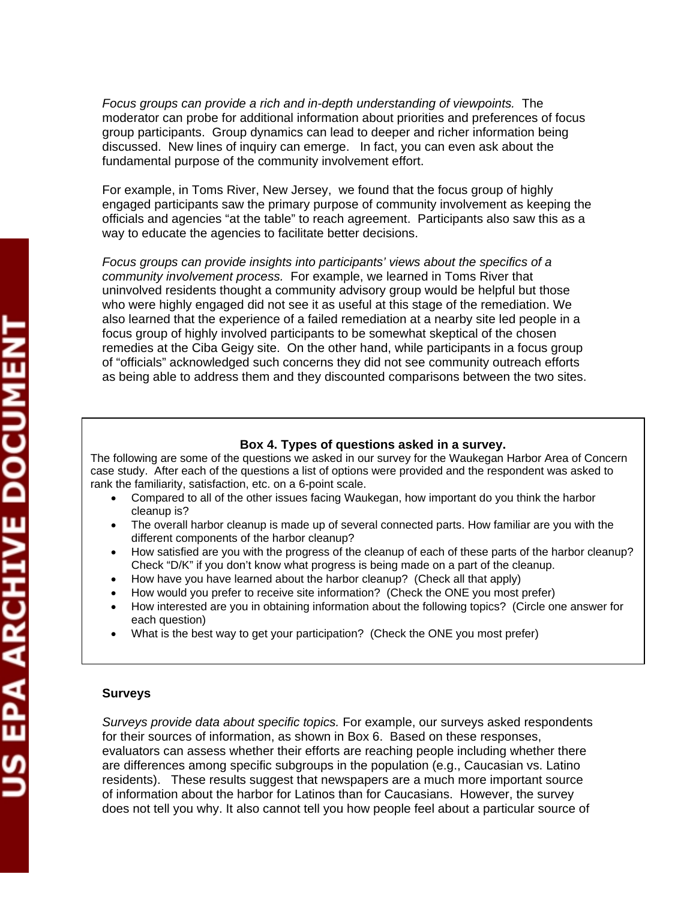*Focus groups can provide a rich and in-depth understanding of viewpoints.* The moderator can probe for additional information about priorities and preferences of focus group participants. Group dynamics can lead to deeper and richer information being discussed. New lines of inquiry can emerge. In fact, you can even ask about the fundamental purpose of the community involvement effort.

For example, in Toms River, New Jersey, we found that the focus group of highly engaged participants saw the primary purpose of community involvement as keeping the officials and agencies "at the table" to reach agreement. Participants also saw this as a way to educate the agencies to facilitate better decisions.

*Focus groups can provide insights into participants' views about the specifics of a community involvement process.* For example, we learned in Toms River that uninvolved residents thought a community advisory group would be helpful but those who were highly engaged did not see it as useful at this stage of the remediation. We also learned that the experience of a failed remediation at a nearby site led people in a focus group of highly involved participants to be somewhat skeptical of the chosen remedies at the Ciba Geigy site. On the other hand, while participants in a focus group of "officials" acknowledged such concerns they did not see community outreach efforts as being able to address them and they discounted comparisons between the two sites.

**Box 4. Types of questions asked in a survey.**

The following are some of the questions we asked in our survey for the Waukegan Harbor Area of Concern case study. After each of the questions a list of options were provided and the respondent was asked to rank the familiarity, satisfaction, etc. on a 6-point scale.

- Compared to all of the other issues facing Waukegan, how important do you think the harbor cleanup is?
- The overall harbor cleanup is made up of several connected parts. How familiar are you with the different components of the harbor cleanup?
- How satisfied are you with the progress of the cleanup of each of these parts of the harbor cleanup? Check "D/K" if you don't know what progress is being made on a part of the cleanup.
- How have you have learned about the harbor cleanup? (Check all that apply)
- How would you prefer to receive site information? (Check the ONE you most prefer)
- How interested are you in obtaining information about the following topics? (Circle one answer for each question)
- What is the best way to get your participation? (Check the ONE you most prefer)

**Surveys**

*Surveys provide data about specific topics.* For example, our surveys asked respondents for their sources of information, as shown in Box 6. Based on these responses, evaluators can assess whether their efforts are reaching people including whether there are differences among specific subgroups in the population (e.g., Caucasian vs. Latino residents). These results suggest that newspapers are a much more important source of information about the harbor for Latinos than for Caucasians. However, the survey does not tell you why. It also cannot tell you how people feel about a particular source of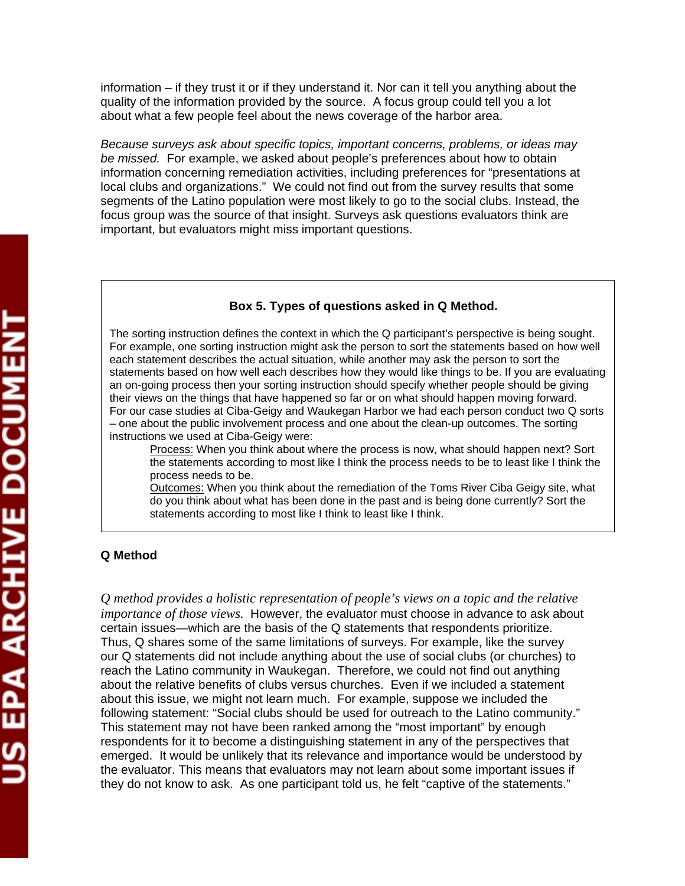information – if they trust it or if they understand it. Nor can it tell you anything about the quality of the information provided by the source. A focus group could tell you a lot about what a few people feel about the news coverage of the harbor area.

*Because surveys ask about specific topics, important concerns, problems, or ideas may be missed.* For example, we asked about people's preferences about how to obtain information concerning remediation activities, including preferences for "presentations at local clubs and organizations." We could not find out from the survey results that some segments of the Latino population were most likely to go to the social clubs. Instead, the focus group was the source of that insight. Surveys ask questions evaluators think are important, but evaluators might miss important questions.

> **Box 5. Types of questions asked in Q Method.**
>
> The sorting instruction defines the context in which the Q participant's perspective is being sought. For example, one sorting instruction might ask the person to sort the statements based on how well each statement describes the actual situation, while another may ask the person to sort the statements based on how well each describes how they would like things to be. If you are evaluating an on-going process then your sorting instruction should specify whether people should be giving their views on the things that have happened so far or on what should happen moving forward. For our case studies at Ciba-Geigy and Waukegan Harbor we had each person conduct two Q sorts – one about the public involvement process and one about the clean-up outcomes. The sorting instructions we used at Ciba-Geigy were:
>
> Process: When you think about where the process is now, what should happen next? Sort the statements according to most like I think the process needs to be to least like I think the process needs to be.
>
> Outcomes: When you think about the remediation of the Toms River Ciba Geigy site, what do you think about what has been done in the past and is being done currently? Sort the statements according to most like I think to least like I think.

**Q Method**

*Q method provides a holistic representation of people's views on a topic and the relative importance of those views.* However, the evaluator must choose in advance to ask about certain issues—which are the basis of the Q statements that respondents prioritize. Thus, Q shares some of the same limitations of surveys. For example, like the survey our Q statements did not include anything about the use of social clubs (or churches) to reach the Latino community in Waukegan. Therefore, we could not find out anything about the relative benefits of clubs versus churches. Even if we included a statement about this issue, we might not learn much. For example, suppose we included the following statement: "Social clubs should be used for outreach to the Latino community." This statement may not have been ranked among the "most important" by enough respondents for it to become a distinguishing statement in any of the perspectives that emerged. It would be unlikely that its relevance and importance would be understood by the evaluator. This means that evaluators may not learn about some important issues if they do not know to ask. As one participant told us, he felt "captive of the statements."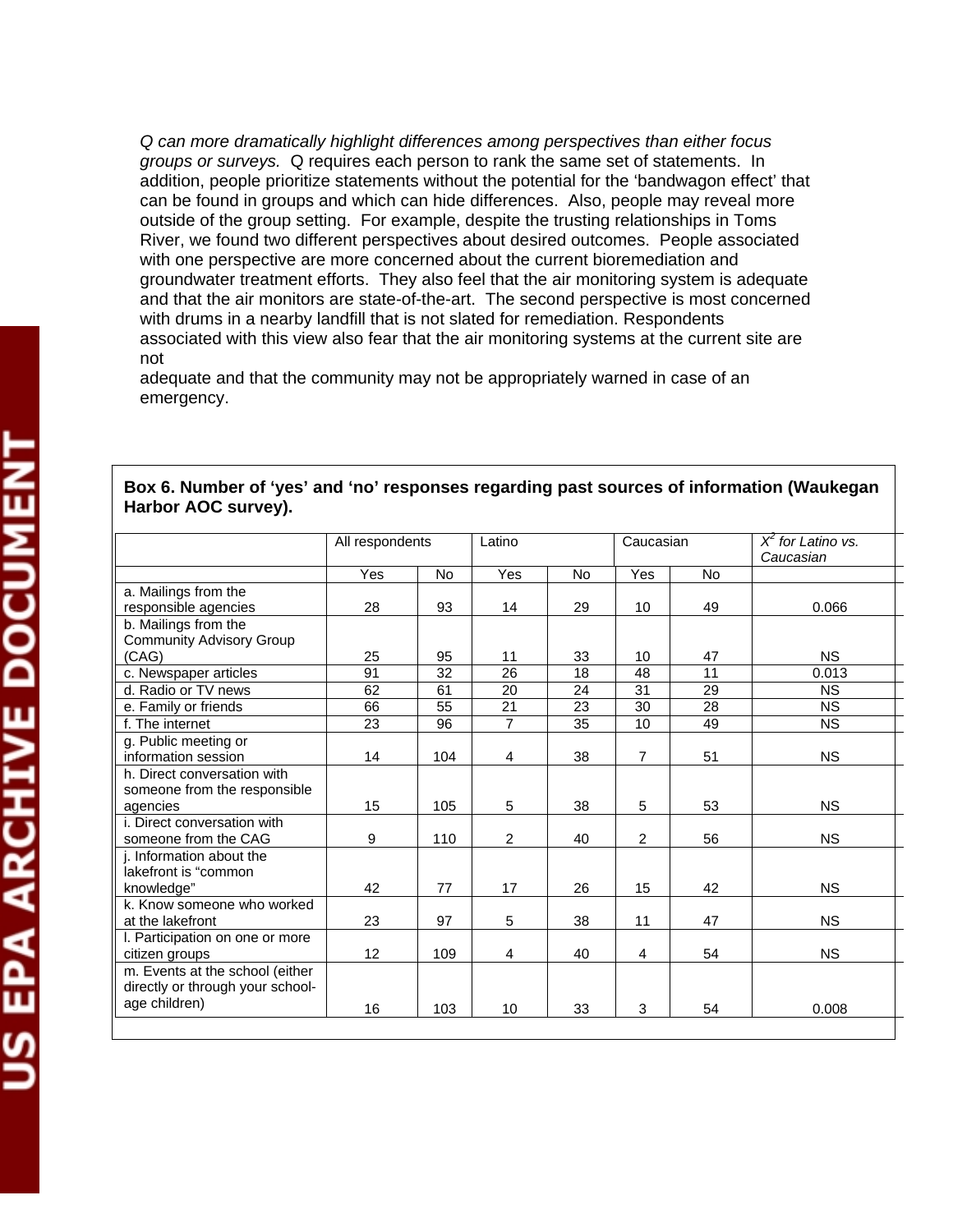*Q can more dramatically highlight differences among perspectives than either focus groups or surveys.* Q requires each person to rank the same set of statements. In addition, people prioritize statements without the potential for the 'bandwagon effect' that can be found in groups and which can hide differences. Also, people may reveal more outside of the group setting. For example, despite the trusting relationships in Toms River, we found two different perspectives about desired outcomes. People associated with one perspective are more concerned about the current bioremediation and groundwater treatment efforts. They also feel that the air monitoring system is adequate and that the air monitors are state-of-the-art. The second perspective is most concerned with drums in a nearby landfill that is not slated for remediation. Respondents associated with this view also fear that the air monitoring systems at the current site are not adequate and that the community may not be appropriately warned in case of an emergency.

**Box 6. Number of 'yes' and 'no' responses regarding past sources of information (Waukegan Harbor AOC survey).**

| | All respondents | | Latino | | Caucasian | | *$X^2$ for Latino vs. Caucasian* |
|---|---|---|---|---|---|---|---|
| | Yes | No | Yes | No | Yes | No | |
| a. Mailings from the responsible agencies | 28 | 93 | 14 | 29 | 10 | 49 | 0.066 |
| b. Mailings from the Community Advisory Group (CAG) | 25 | 95 | 11 | 33 | 10 | 47 | NS |
| c. Newspaper articles | 91 | 32 | 26 | 18 | 48 | 11 | 0.013 |
| d. Radio or TV news | 62 | 61 | 20 | 24 | 31 | 29 | NS |
| e. Family or friends | 66 | 55 | 21 | 23 | 30 | 28 | NS |
| f. The internet | 23 | 96 | 7 | 35 | 10 | 49 | NS |
| g. Public meeting or information session | 14 | 104 | 4 | 38 | 7 | 51 | NS |
| h. Direct conversation with someone from the responsible agencies | 15 | 105 | 5 | 38 | 5 | 53 | NS |
| i. Direct conversation with someone from the CAG | 9 | 110 | 2 | 40 | 2 | 56 | NS |
| j. Information about the lakefront is "common knowledge" | 42 | 77 | 17 | 26 | 15 | 42 | NS |
| k. Know someone who worked at the lakefront | 23 | 97 | 5 | 38 | 11 | 47 | NS |
| l. Participation on one or more citizen groups | 12 | 109 | 4 | 40 | 4 | 54 | NS |
| m. Events at the school (either directly or through your school-age children) | 16 | 103 | 10 | 33 | 3 | 54 | 0.008 |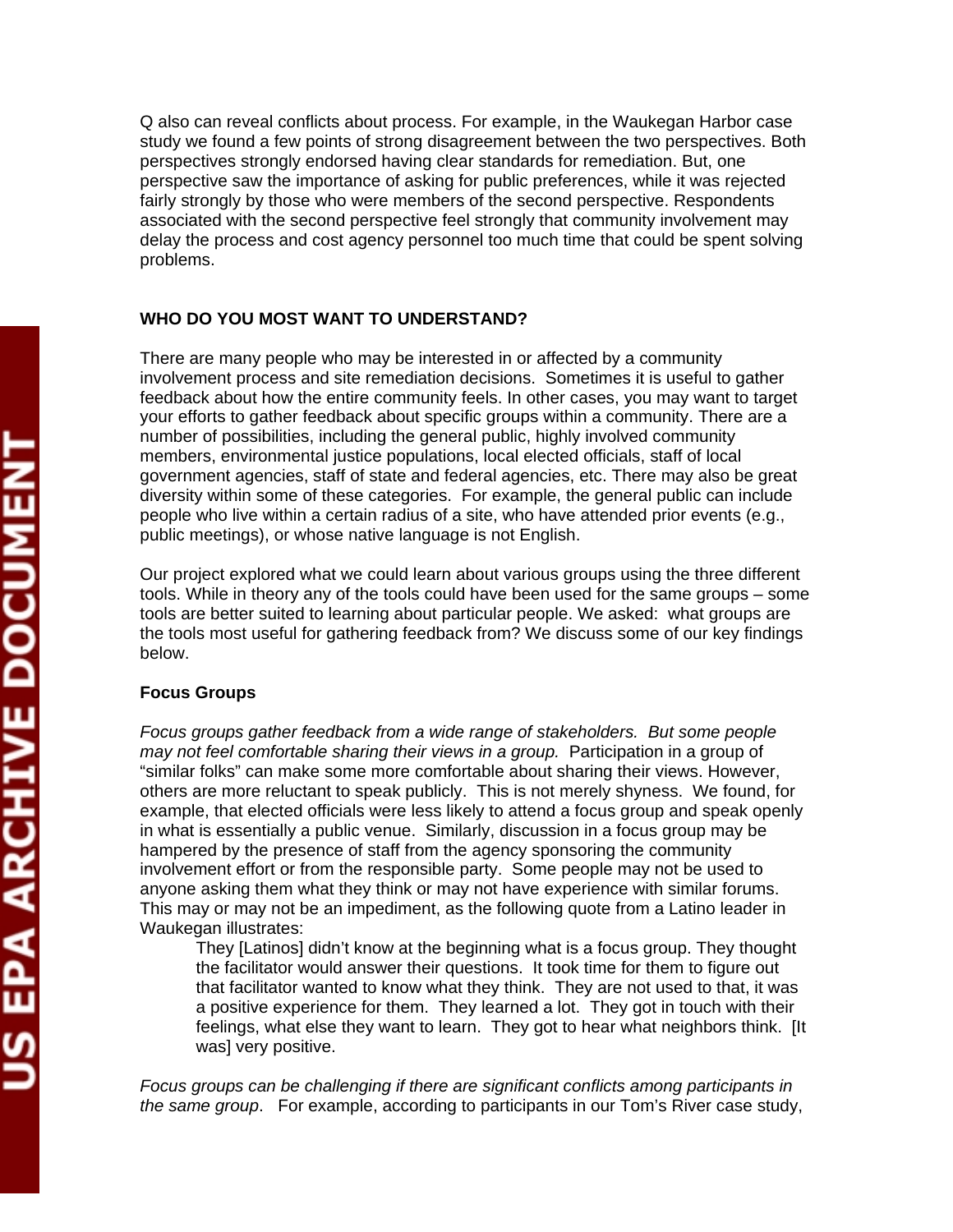Q also can reveal conflicts about process. For example, in the Waukegan Harbor case study we found a few points of strong disagreement between the two perspectives. Both perspectives strongly endorsed having clear standards for remediation. But, one perspective saw the importance of asking for public preferences, while it was rejected fairly strongly by those who were members of the second perspective. Respondents associated with the second perspective feel strongly that community involvement may delay the process and cost agency personnel too much time that could be spent solving problems.

## WHO DO YOU MOST WANT TO UNDERSTAND?

There are many people who may be interested in or affected by a community involvement process and site remediation decisions. Sometimes it is useful to gather feedback about how the entire community feels. In other cases, you may want to target your efforts to gather feedback about specific groups within a community. There are a number of possibilities, including the general public, highly involved community members, environmental justice populations, local elected officials, staff of local government agencies, staff of state and federal agencies, etc. There may also be great diversity within some of these categories. For example, the general public can include people who live within a certain radius of a site, who have attended prior events (e.g., public meetings), or whose native language is not English.

Our project explored what we could learn about various groups using the three different tools. While in theory any of the tools could have been used for the same groups – some tools are better suited to learning about particular people. We asked: what groups are the tools most useful for gathering feedback from? We discuss some of our key findings below.

### Focus Groups

*Focus groups gather feedback from a wide range of stakeholders. But some people may not feel comfortable sharing their views in a group.* Participation in a group of "similar folks" can make some more comfortable about sharing their views. However, others are more reluctant to speak publicly. This is not merely shyness. We found, for example, that elected officials were less likely to attend a focus group and speak openly in what is essentially a public venue. Similarly, discussion in a focus group may be hampered by the presence of staff from the agency sponsoring the community involvement effort or from the responsible party. Some people may not be used to anyone asking them what they think or may not have experience with similar forums. This may or may not be an impediment, as the following quote from a Latino leader in Waukegan illustrates:

> They [Latinos] didn't know at the beginning what is a focus group. They thought the facilitator would answer their questions. It took time for them to figure out that facilitator wanted to know what they think. They are not used to that, it was a positive experience for them. They learned a lot. They got in touch with their feelings, what else they want to learn. They got to hear what neighbors think. [It was] very positive.

*Focus groups can be challenging if there are significant conflicts among participants in the same group*. For example, according to participants in our Tom's River case study,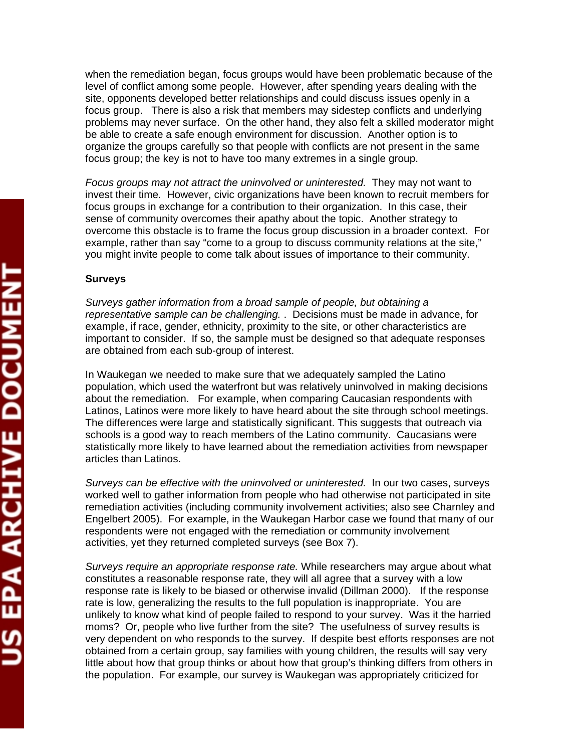when the remediation began, focus groups would have been problematic because of the level of conflict among some people. However, after spending years dealing with the site, opponents developed better relationships and could discuss issues openly in a focus group. There is also a risk that members may sidestep conflicts and underlying problems may never surface. On the other hand, they also felt a skilled moderator might be able to create a safe enough environment for discussion. Another option is to organize the groups carefully so that people with conflicts are not present in the same focus group; the key is not to have too many extremes in a single group.

*Focus groups may not attract the uninvolved or uninterested.* They may not want to invest their time. However, civic organizations have been known to recruit members for focus groups in exchange for a contribution to their organization. In this case, their sense of community overcomes their apathy about the topic. Another strategy to overcome this obstacle is to frame the focus group discussion in a broader context. For example, rather than say "come to a group to discuss community relations at the site," you might invite people to come talk about issues of importance to their community.

**Surveys**

*Surveys gather information from a broad sample of people, but obtaining a representative sample can be challenging.* . Decisions must be made in advance, for example, if race, gender, ethnicity, proximity to the site, or other characteristics are important to consider. If so, the sample must be designed so that adequate responses are obtained from each sub-group of interest.

In Waukegan we needed to make sure that we adequately sampled the Latino population, which used the waterfront but was relatively uninvolved in making decisions about the remediation. For example, when comparing Caucasian respondents with Latinos, Latinos were more likely to have heard about the site through school meetings. The differences were large and statistically significant. This suggests that outreach via schools is a good way to reach members of the Latino community. Caucasians were statistically more likely to have learned about the remediation activities from newspaper articles than Latinos.

*Surveys can be effective with the uninvolved or uninterested.* In our two cases, surveys worked well to gather information from people who had otherwise not participated in site remediation activities (including community involvement activities; also see Charnley and Engelbert 2005). For example, in the Waukegan Harbor case we found that many of our respondents were not engaged with the remediation or community involvement activities, yet they returned completed surveys (see Box 7).

*Surveys require an appropriate response rate.* While researchers may argue about what constitutes a reasonable response rate, they will all agree that a survey with a low response rate is likely to be biased or otherwise invalid (Dillman 2000). If the response rate is low, generalizing the results to the full population is inappropriate. You are unlikely to know what kind of people failed to respond to your survey. Was it the harried moms? Or, people who live further from the site? The usefulness of survey results is very dependent on who responds to the survey. If despite best efforts responses are not obtained from a certain group, say families with young children, the results will say very little about how that group thinks or about how that group's thinking differs from others in the population. For example, our survey is Waukegan was appropriately criticized for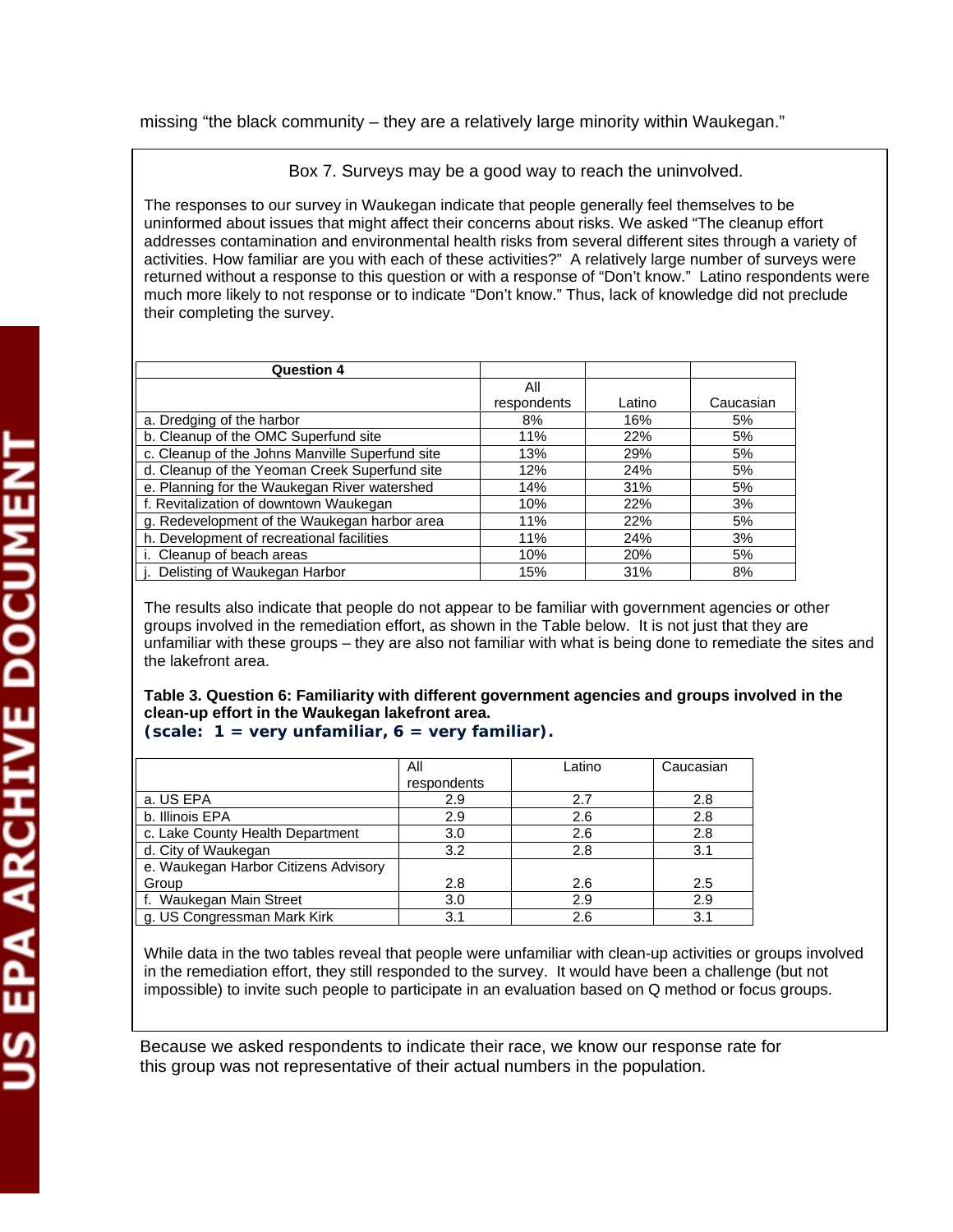missing "the black community – they are a relatively large minority within Waukegan."

Box 7. Surveys may be a good way to reach the uninvolved.

The responses to our survey in Waukegan indicate that people generally feel themselves to be uninformed about issues that might affect their concerns about risks. We asked "The cleanup effort addresses contamination and environmental health risks from several different sites through a variety of activities. How familiar are you with each of these activities?" A relatively large number of surveys were returned without a response to this question or with a response of "Don't know." Latino respondents were much more likely to not response or to indicate "Don't know." Thus, lack of knowledge did not preclude their completing the survey.

| Question 4 | All respondents | Latino | Caucasian |
|---|---|---|---|
| a. Dredging of the harbor | 8% | 16% | 5% |
| b. Cleanup of the OMC Superfund site | 11% | 22% | 5% |
| c. Cleanup of the Johns Manville Superfund site | 13% | 29% | 5% |
| d. Cleanup of the Yeoman Creek Superfund site | 12% | 24% | 5% |
| e. Planning for the Waukegan River watershed | 14% | 31% | 5% |
| f. Revitalization of downtown Waukegan | 10% | 22% | 3% |
| g. Redevelopment of the Waukegan harbor area | 11% | 22% | 5% |
| h. Development of recreational facilities | 11% | 24% | 3% |
| i. Cleanup of beach areas | 10% | 20% | 5% |
| j. Delisting of Waukegan Harbor | 15% | 31% | 8% |

The results also indicate that people do not appear to be familiar with government agencies or other groups involved in the remediation effort, as shown in the Table below. It is not just that they are unfamiliar with these groups – they are also not familiar with what is being done to remediate the sites and the lakefront area.

**Table 3. Question 6: Familiarity with different government agencies and groups involved in the clean-up effort in the Waukegan lakefront area.**
**(scale: 1 = very unfamiliar, 6 = very familiar).**

| | All respondents | Latino | Caucasian |
|---|---|---|---|
| a. US EPA | 2.9 | 2.7 | 2.8 |
| b. Illinois EPA | 2.9 | 2.6 | 2.8 |
| c. Lake County Health Department | 3.0 | 2.6 | 2.8 |
| d. City of Waukegan | 3.2 | 2.8 | 3.1 |
| e. Waukegan Harbor Citizens Advisory Group | 2.8 | 2.6 | 2.5 |
| f. Waukegan Main Street | 3.0 | 2.9 | 2.9 |
| g. US Congressman Mark Kirk | 3.1 | 2.6 | 3.1 |

While data in the two tables reveal that people were unfamiliar with clean-up activities or groups involved in the remediation effort, they still responded to the survey. It would have been a challenge (but not impossible) to invite such people to participate in an evaluation based on Q method or focus groups.

Because we asked respondents to indicate their race, we know our response rate for this group was not representative of their actual numbers in the population.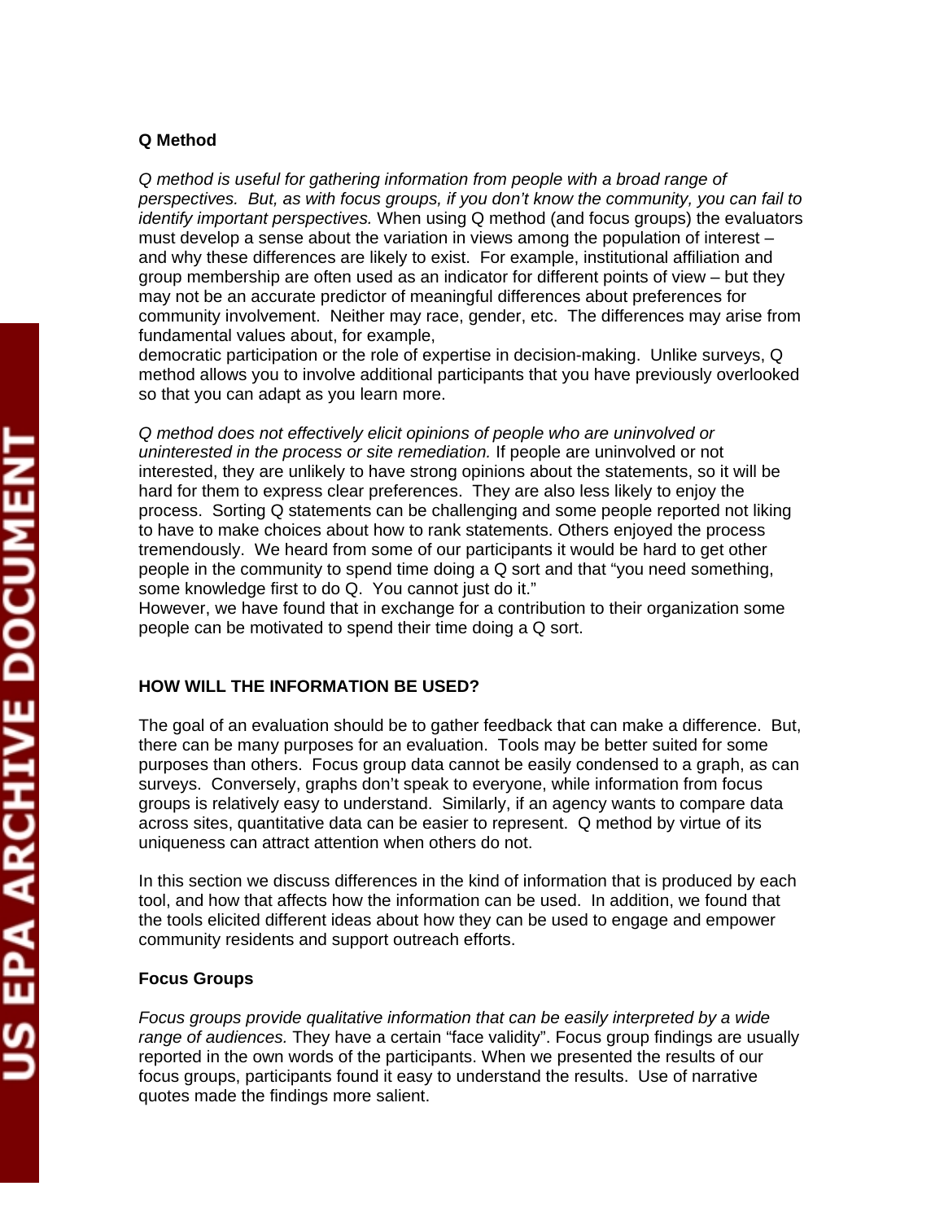**Q Method**

*Q method is useful for gathering information from people with a broad range of perspectives. But, as with focus groups, if you don't know the community, you can fail to identify important perspectives.* When using Q method (and focus groups) the evaluators must develop a sense about the variation in views among the population of interest – and why these differences are likely to exist. For example, institutional affiliation and group membership are often used as an indicator for different points of view – but they may not be an accurate predictor of meaningful differences about preferences for community involvement. Neither may race, gender, etc. The differences may arise from fundamental values about, for example, democratic participation or the role of expertise in decision-making. Unlike surveys, Q method allows you to involve additional participants that you have previously overlooked so that you can adapt as you learn more.

*Q method does not effectively elicit opinions of people who are uninvolved or uninterested in the process or site remediation.* If people are uninvolved or not interested, they are unlikely to have strong opinions about the statements, so it will be hard for them to express clear preferences. They are also less likely to enjoy the process. Sorting Q statements can be challenging and some people reported not liking to have to make choices about how to rank statements. Others enjoyed the process tremendously. We heard from some of our participants it would be hard to get other people in the community to spend time doing a Q sort and that "you need something, some knowledge first to do Q. You cannot just do it."
However, we have found that in exchange for a contribution to their organization some people can be motivated to spend their time doing a Q sort.

## HOW WILL THE INFORMATION BE USED?

The goal of an evaluation should be to gather feedback that can make a difference. But, there can be many purposes for an evaluation. Tools may be better suited for some purposes than others. Focus group data cannot be easily condensed to a graph, as can surveys. Conversely, graphs don't speak to everyone, while information from focus groups is relatively easy to understand. Similarly, if an agency wants to compare data across sites, quantitative data can be easier to represent. Q method by virtue of its uniqueness can attract attention when others do not.

In this section we discuss differences in the kind of information that is produced by each tool, and how that affects how the information can be used. In addition, we found that the tools elicited different ideas about how they can be used to engage and empower community residents and support outreach efforts.

**Focus Groups**

*Focus groups provide qualitative information that can be easily interpreted by a wide range of audiences.* They have a certain "face validity". Focus group findings are usually reported in the own words of the participants. When we presented the results of our focus groups, participants found it easy to understand the results. Use of narrative quotes made the findings more salient.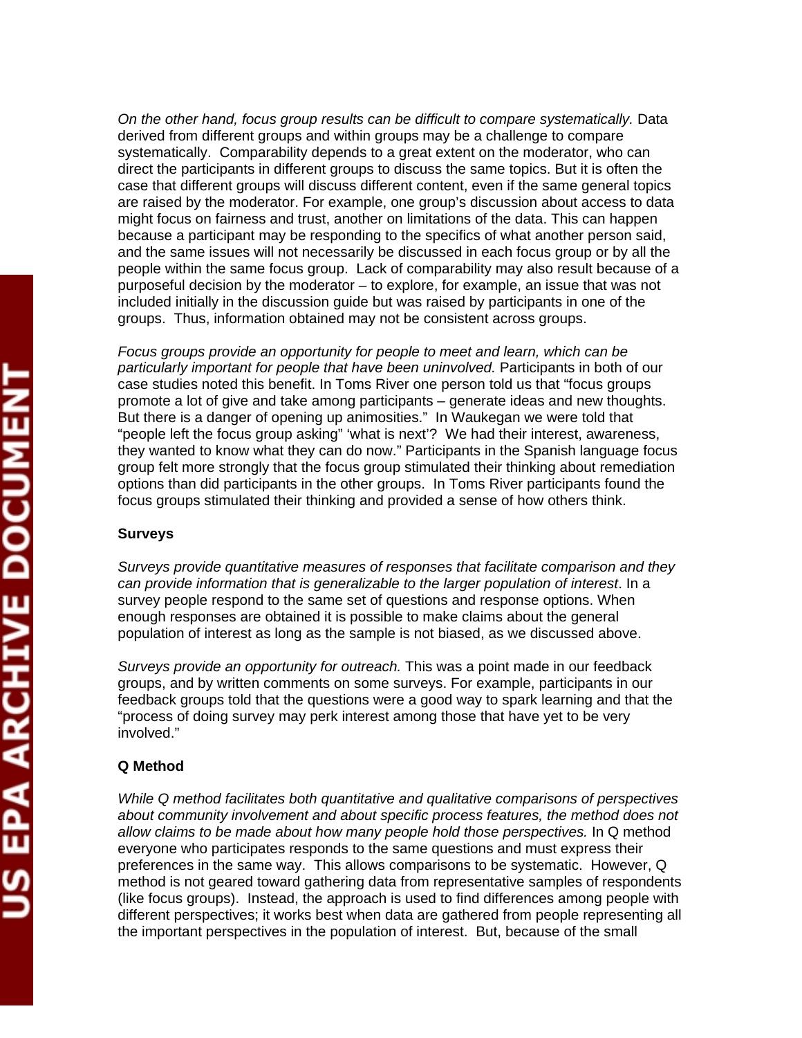*On the other hand, focus group results can be difficult to compare systematically.* Data derived from different groups and within groups may be a challenge to compare systematically. Comparability depends to a great extent on the moderator, who can direct the participants in different groups to discuss the same topics. But it is often the case that different groups will discuss different content, even if the same general topics are raised by the moderator. For example, one group's discussion about access to data might focus on fairness and trust, another on limitations of the data. This can happen because a participant may be responding to the specifics of what another person said, and the same issues will not necessarily be discussed in each focus group or by all the people within the same focus group. Lack of comparability may also result because of a purposeful decision by the moderator – to explore, for example, an issue that was not included initially in the discussion guide but was raised by participants in one of the groups. Thus, information obtained may not be consistent across groups.

*Focus groups provide an opportunity for people to meet and learn, which can be particularly important for people that have been uninvolved.* Participants in both of our case studies noted this benefit. In Toms River one person told us that "focus groups promote a lot of give and take among participants – generate ideas and new thoughts. But there is a danger of opening up animosities." In Waukegan we were told that "people left the focus group asking" 'what is next'? We had their interest, awareness, they wanted to know what they can do now." Participants in the Spanish language focus group felt more strongly that the focus group stimulated their thinking about remediation options than did participants in the other groups. In Toms River participants found the focus groups stimulated their thinking and provided a sense of how others think.

**Surveys**

*Surveys provide quantitative measures of responses that facilitate comparison and they can provide information that is generalizable to the larger population of interest*. In a survey people respond to the same set of questions and response options. When enough responses are obtained it is possible to make claims about the general population of interest as long as the sample is not biased, as we discussed above.

*Surveys provide an opportunity for outreach.* This was a point made in our feedback groups, and by written comments on some surveys. For example, participants in our feedback groups told that the questions were a good way to spark learning and that the "process of doing survey may perk interest among those that have yet to be very involved."

**Q Method**

*While Q method facilitates both quantitative and qualitative comparisons of perspectives about community involvement and about specific process features, the method does not allow claims to be made about how many people hold those perspectives.* In Q method everyone who participates responds to the same questions and must express their preferences in the same way. This allows comparisons to be systematic. However, Q method is not geared toward gathering data from representative samples of respondents (like focus groups). Instead, the approach is used to find differences among people with different perspectives; it works best when data are gathered from people representing all the important perspectives in the population of interest. But, because of the small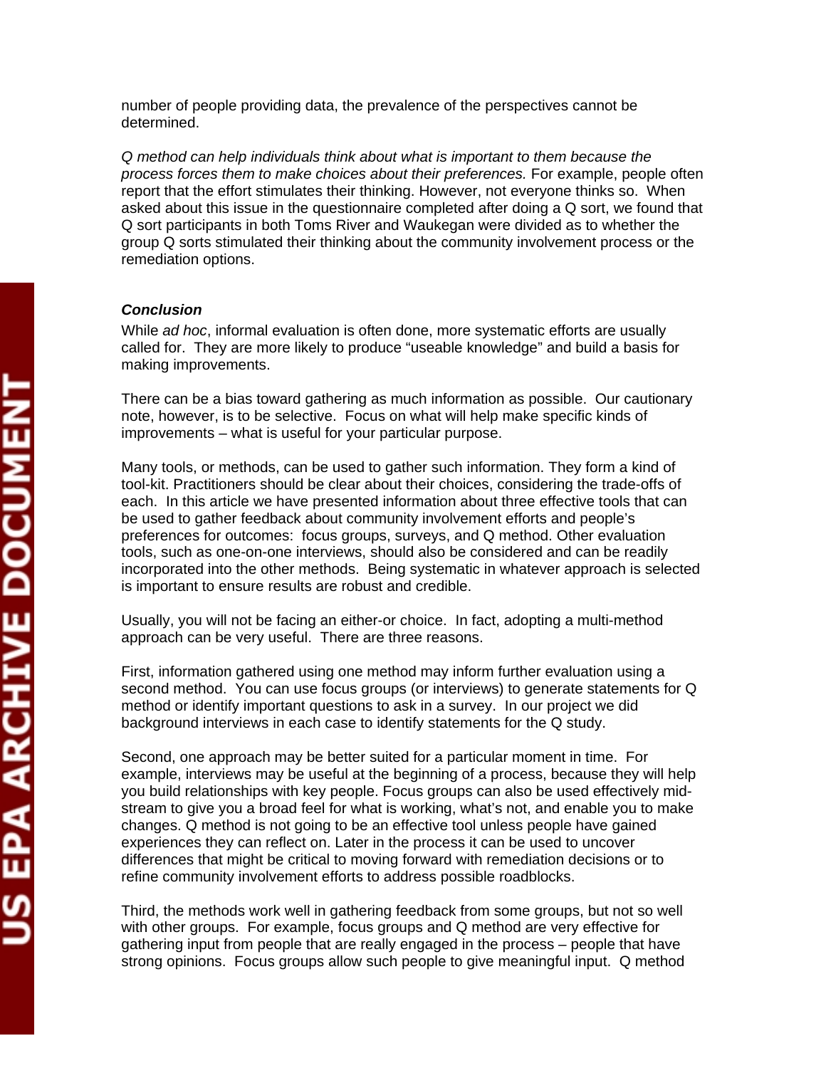number of people providing data, the prevalence of the perspectives cannot be determined.

*Q method can help individuals think about what is important to them because the process forces them to make choices about their preferences.* For example, people often report that the effort stimulates their thinking. However, not everyone thinks so. When asked about this issue in the questionnaire completed after doing a Q sort, we found that Q sort participants in both Toms River and Waukegan were divided as to whether the group Q sorts stimulated their thinking about the community involvement process or the remediation options.

### *Conclusion*

While *ad hoc*, informal evaluation is often done, more systematic efforts are usually called for. They are more likely to produce "useable knowledge" and build a basis for making improvements.

There can be a bias toward gathering as much information as possible. Our cautionary note, however, is to be selective. Focus on what will help make specific kinds of improvements – what is useful for your particular purpose.

Many tools, or methods, can be used to gather such information. They form a kind of tool-kit. Practitioners should be clear about their choices, considering the trade-offs of each. In this article we have presented information about three effective tools that can be used to gather feedback about community involvement efforts and people's preferences for outcomes: focus groups, surveys, and Q method. Other evaluation tools, such as one-on-one interviews, should also be considered and can be readily incorporated into the other methods. Being systematic in whatever approach is selected is important to ensure results are robust and credible.

Usually, you will not be facing an either-or choice. In fact, adopting a multi-method approach can be very useful. There are three reasons.

First, information gathered using one method may inform further evaluation using a second method. You can use focus groups (or interviews) to generate statements for Q method or identify important questions to ask in a survey. In our project we did background interviews in each case to identify statements for the Q study.

Second, one approach may be better suited for a particular moment in time. For example, interviews may be useful at the beginning of a process, because they will help you build relationships with key people. Focus groups can also be used effectively mid-stream to give you a broad feel for what is working, what's not, and enable you to make changes. Q method is not going to be an effective tool unless people have gained experiences they can reflect on. Later in the process it can be used to uncover differences that might be critical to moving forward with remediation decisions or to refine community involvement efforts to address possible roadblocks.

Third, the methods work well in gathering feedback from some groups, but not so well with other groups. For example, focus groups and Q method are very effective for gathering input from people that are really engaged in the process – people that have strong opinions. Focus groups allow such people to give meaningful input. Q method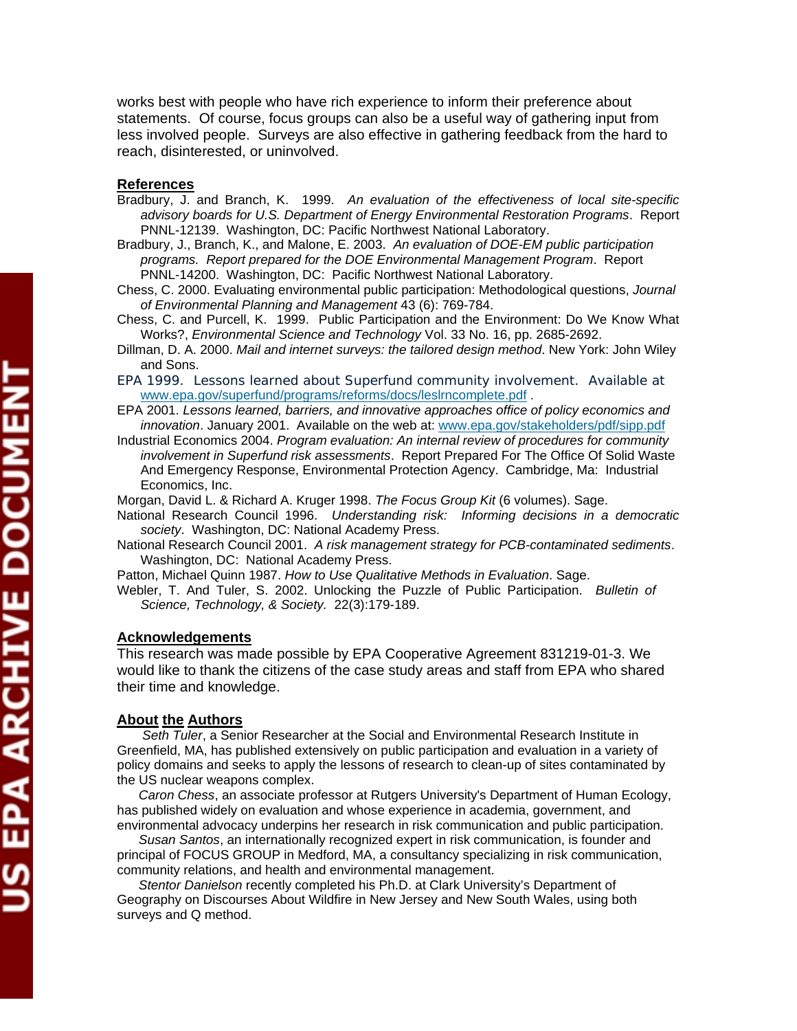works best with people who have rich experience to inform their preference about statements. Of course, focus groups can also be a useful way of gathering input from less involved people. Surveys are also effective in gathering feedback from the hard to reach, disinterested, or uninvolved.

## References

Bradbury, J. and Branch, K. 1999. *An evaluation of the effectiveness of local site-specific advisory boards for U.S. Department of Energy Environmental Restoration Programs*. Report PNNL-12139. Washington, DC: Pacific Northwest National Laboratory.

Bradbury, J., Branch, K., and Malone, E. 2003. *An evaluation of DOE-EM public participation programs. Report prepared for the DOE Environmental Management Program*. Report PNNL-14200. Washington, DC: Pacific Northwest National Laboratory.

Chess, C. 2000. Evaluating environmental public participation: Methodological questions, *Journal of Environmental Planning and Management* 43 (6): 769-784.

Chess, C. and Purcell, K. 1999. Public Participation and the Environment: Do We Know What Works?, *Environmental Science and Technology* Vol. 33 No. 16, pp. 2685-2692.

Dillman, D. A. 2000. *Mail and internet surveys: the tailored design method*. New York: John Wiley and Sons.

EPA 1999. Lessons learned about Superfund community involvement. Available at www.epa.gov/superfund/programs/reforms/docs/leslrncomplete.pdf .

EPA 2001. *Lessons learned, barriers, and innovative approaches office of policy economics and innovation*. January 2001. Available on the web at: www.epa.gov/stakeholders/pdf/sipp.pdf

Industrial Economics 2004. *Program evaluation: An internal review of procedures for community involvement in Superfund risk assessments*. Report Prepared For The Office Of Solid Waste And Emergency Response, Environmental Protection Agency. Cambridge, Ma: Industrial Economics, Inc.

Morgan, David L. & Richard A. Kruger 1998. *The Focus Group Kit* (6 volumes). Sage.

National Research Council 1996. *Understanding risk: Informing decisions in a democratic society*. Washington, DC: National Academy Press.

National Research Council 2001. *A risk management strategy for PCB-contaminated sediments*. Washington, DC: National Academy Press.

Patton, Michael Quinn 1987. *How to Use Qualitative Methods in Evaluation*. Sage.

Webler, T. And Tuler, S. 2002. Unlocking the Puzzle of Public Participation. *Bulletin of Science, Technology, & Society.* 22(3):179-189.

## Acknowledgements

This research was made possible by EPA Cooperative Agreement 831219-01-3. We would like to thank the citizens of the case study areas and staff from EPA who shared their time and knowledge.

## About the Authors

*Seth Tuler*, a Senior Researcher at the Social and Environmental Research Institute in Greenfield, MA, has published extensively on public participation and evaluation in a variety of policy domains and seeks to apply the lessons of research to clean-up of sites contaminated by the US nuclear weapons complex.

*Caron Chess*, an associate professor at Rutgers University's Department of Human Ecology, has published widely on evaluation and whose experience in academia, government, and environmental advocacy underpins her research in risk communication and public participation.

*Susan Santos*, an internationally recognized expert in risk communication, is founder and principal of FOCUS GROUP in Medford, MA, a consultancy specializing in risk communication, community relations, and health and environmental management.

*Stentor Danielson* recently completed his Ph.D. at Clark University's Department of Geography on Discourses About Wildfire in New Jersey and New South Wales, using both surveys and Q method.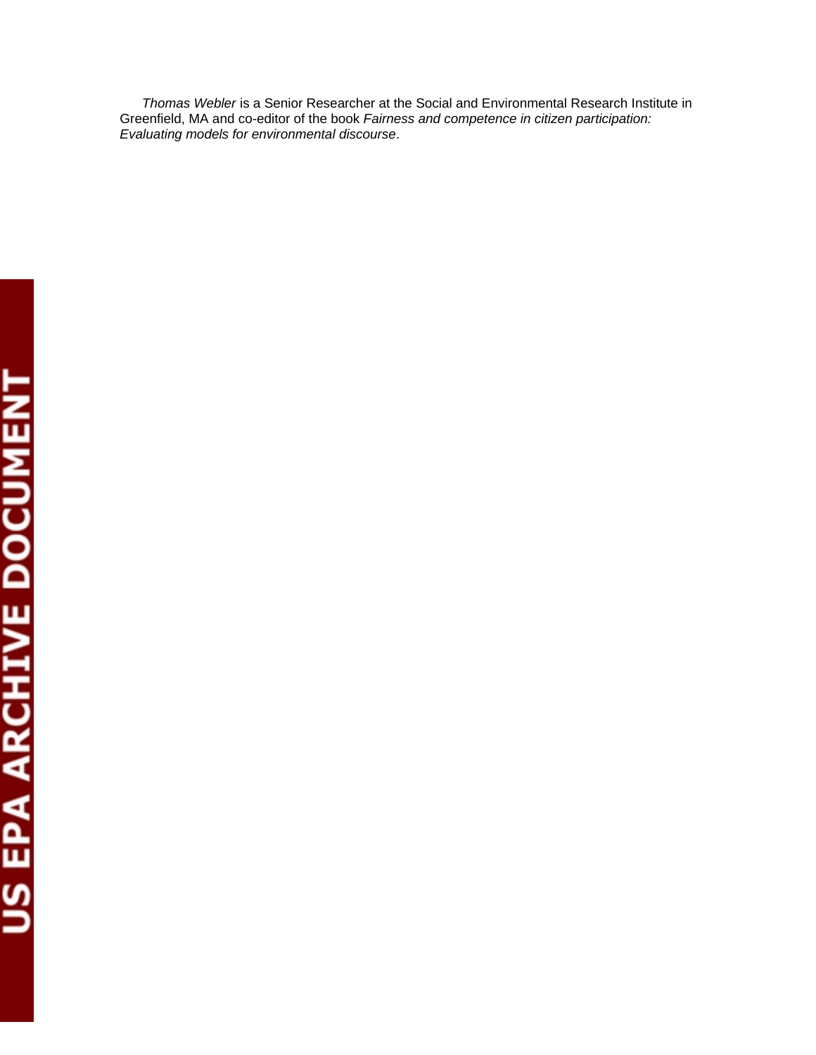*Thomas Webler* is a Senior Researcher at the Social and Environmental Research Institute in Greenfield, MA and co-editor of the book *Fairness and competence in citizen participation: Evaluating models for environmental discourse*.